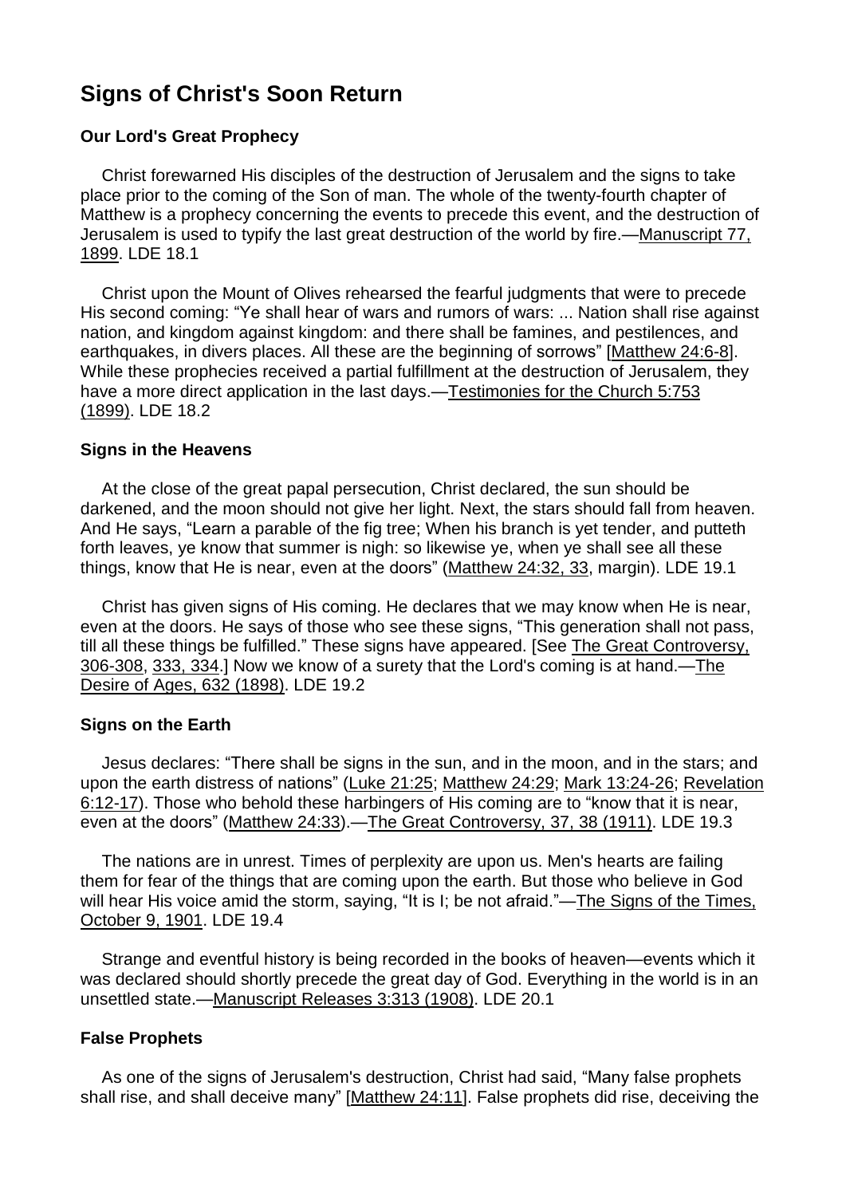# Signs of Christ's Soon Return

### Our Lord's Great Prophecy

Christ forewarned His disciples of the destruction of Jerusalem and the signs to take place prior to the coming of the Son of man. The whole of the twenty-fourth chapter of Matthew is a prophecy concerning the events to precede this event, and the destruction of Jerusalem is used to typify the last great destruction of the world by fire.—Manuscript 77, 1899. LDE 18.1

Christ upon the Mount of Olives rehearsed the fearful judgments that were to precede His second coming: "Ye shall hear of wars and rumors of wars: ... Nation shall rise against nation, and kingdom against kingdom: and there shall be famines, and pestilences, and earthquakes, in divers places. All these are the beginning of sorrows" [Matthew 24:6-8]. While these prophecies received a partial fulfillment at the destruction of Jerusalem, they have a more direct application in the last days.—Testimonies for the Church 5:753 (1899). LDE 18.2

### Signs in the Heavens

At the close of the great papal persecution, Christ declared, the sun should be darkened, and the moon should not give her light. Next, the stars should fall from heaven. And He says, "Learn a parable of the fig tree; When his branch is yet tender, and putteth forth leaves, ye know that summer is nigh: so likewise ye, when ye shall see all these things, know that He is near, even at the doors" (Matthew 24:32, 33, margin). LDE 19.1

Christ has given signs of His coming. He declares that we may know when He is near, even at the doors. He says of those who see these signs, "This generation shall not pass, till all these things be fulfilled." These signs have appeared. [See The Great Controversy, 306-308, 333, 334.] Now we know of a surety that the Lord's coming is at hand.—The Desire of Ages, 632 (1898). LDE 19.2

### Signs on the Earth

Jesus declares: "There shall be signs in the sun, and in the moon, and in the stars; and upon the earth distress of nations" (Luke 21:25; Matthew 24:29; Mark 13:24-26; Revelation 6:12-17). Those who behold these harbingers of His coming are to "know that it is near, even at the doors" (Matthew 24:33).—The Great Controversy, 37, 38 (1911). LDE 19.3

The nations are in unrest. Times of perplexity are upon us. Men's hearts are failing them for fear of the things that are coming upon the earth. But those who believe in God will hear His voice amid the storm, saying, "It is I; be not afraid."—The Signs of the Times, October 9, 1901. LDE 19.4

Strange and eventful history is being recorded in the books of heaven—events which it was declared should shortly precede the great day of God. Everything in the world is in an unsettled state.—Manuscript Releases 3:313 (1908). LDE 20.1

### False Prophets

As one of the signs of Jerusalem's destruction, Christ had said, "Many false prophets shall rise, and shall deceive many" [Matthew 24:11]. False prophets did rise, deceiving the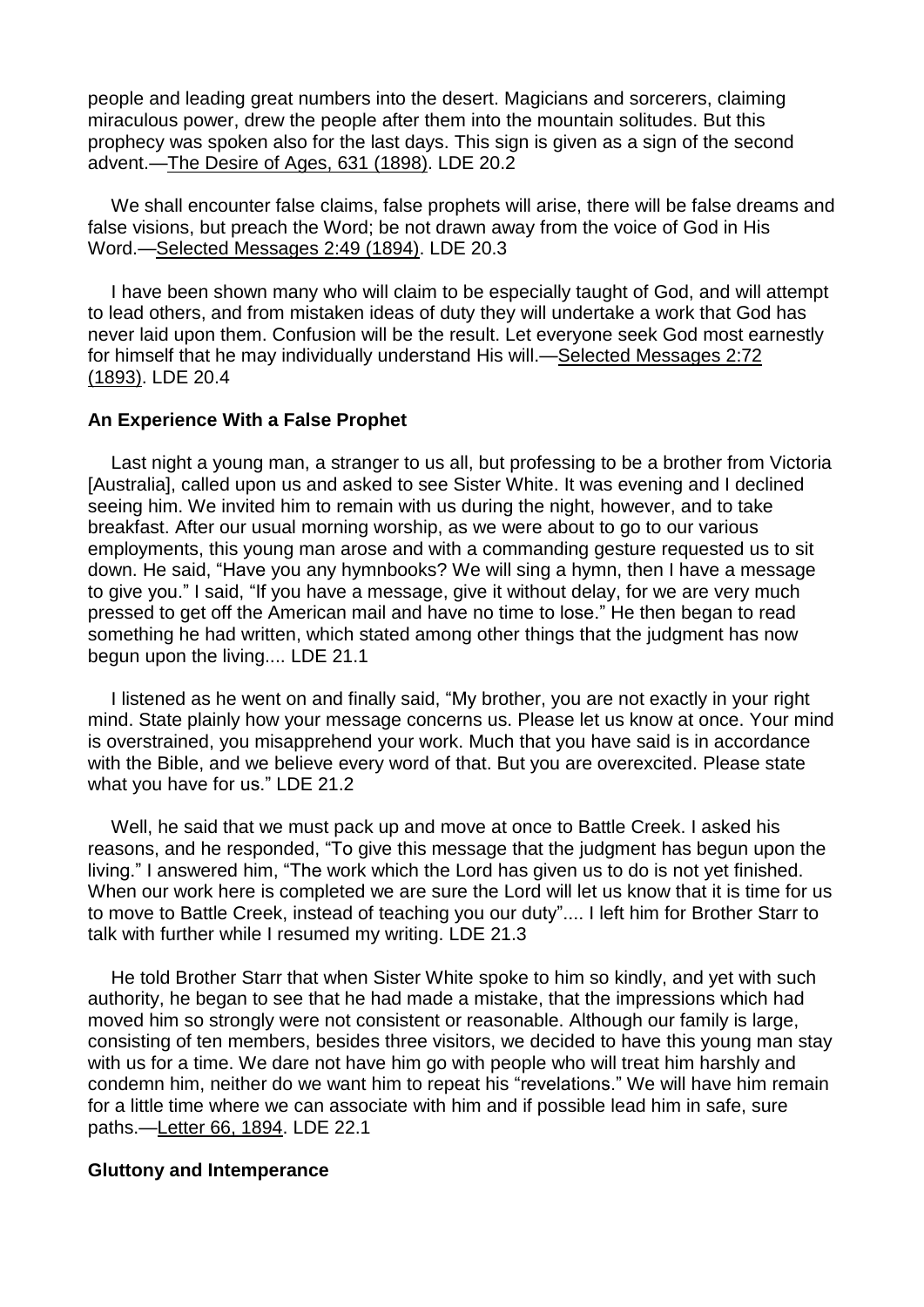people and leading great numbers into the desert. Magicians and sorcerers, claiming miraculous power, drew the people after them into the mountain solitudes. But this prophecy was spoken also for the last days. This sign is given as a sign of the second advent.—The Desire of Ages, 631 (1898). LDE 20.2

We shall encounter false claims, false prophets will arise, there will be false dreams and false visions, but preach the Word; be not drawn away from the voice of God in His Word.—Selected Messages 2:49 (1894). LDE 20.3

I have been shown many who will claim to be especially taught of God, and will attempt to lead others, and from mistaken ideas of duty they will undertake a work that God has never laid upon them. Confusion will be the result. Let everyone seek God most earnestly for himself that he may individually understand His will.—Selected Messages 2:72 (1893). LDE 20.4

**An Experience With a False Prophet**

Last night a young man, a stranger to us all, but professing to be a brother from Victoria [Australia], called upon us and asked to see Sister White. It was evening and I declined seeing him. We invited him to remain with us during the night, however, and to take breakfast. After our usual morning worship, as we were about to go to our various employments, this young man arose and with a commanding gesture requested us to sit down. He said, "Have you any hymnbooks? We will sing a hymn, then I have a message to give you." I said, "If you have a message, give it without delay, for we are very much pressed to get off the American mail and have no time to lose." He then began to read something he had written, which stated among other things that the judgment has now begun upon the living.... LDE 21.1

I listened as he went on and finally said, "My brother, you are not exactly in your right mind. State plainly how your message concerns us. Please let us know at once. Your mind is overstrained, you misapprehend your work. Much that you have said is in accordance with the Bible, and we believe every word of that. But you are overexcited. Please state what you have for us." LDE 21.2

Well, he said that we must pack up and move at once to Battle Creek. I asked his reasons, and he responded, "To give this message that the judgment has begun upon the living." I answered him, "The work which the Lord has given us to do is not yet finished. When our work here is completed we are sure the Lord will let us know that it is time for us to move to Battle Creek, instead of teaching you our duty".... I left him for Brother Starr to talk with further while I resumed my writing. LDE 21.3

He told Brother Starr that when Sister White spoke to him so kindly, and yet with such authority, he began to see that he had made a mistake, that the impressions which had moved him so strongly were not consistent or reasonable. Although our family is large, consisting of ten members, besides three visitors, we decided to have this young man stay with us for a time. We dare not have him go with people who will treat him harshly and condemn him, neither do we want him to repeat his "revelations." We will have him remain for a little time where we can associate with him and if possible lead him in safe, sure paths.—Letter 66, 1894. LDE 22.1

**Gluttony and Intemperance**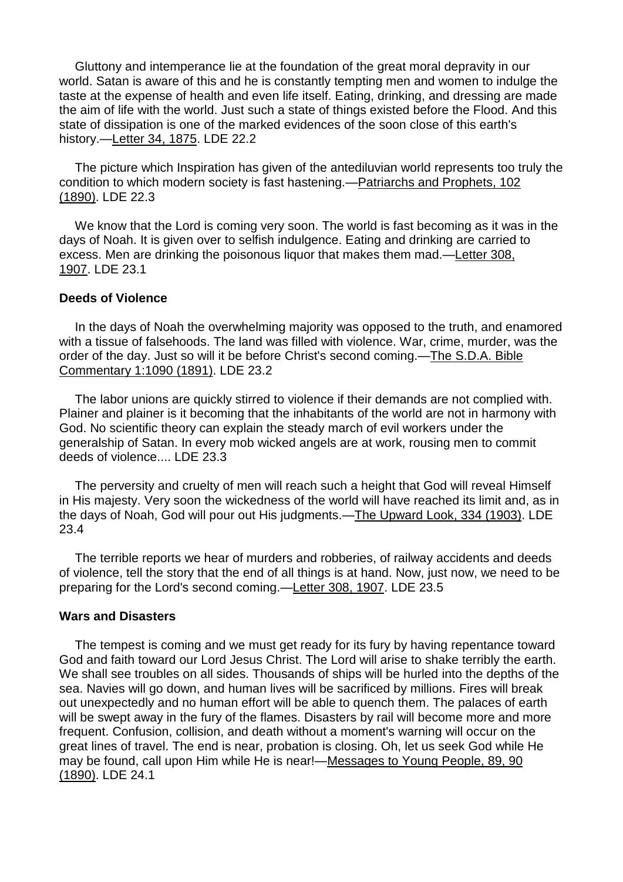Gluttony and intemperance lie at the foundation of the great moral depravity in our world. Satan is aware of this and he is constantly tempting men and women to indulge the taste at the expense of health and even life itself. Eating, drinking, and dressing are made the aim of life with the world. Just such a state of things existed before the Flood. And this state of dissipation is one of the marked evidences of the soon close of this earth's history.—Letter 34, 1875. LDE 22.2

The picture which Inspiration has given of the antediluvian world represents too truly the condition to which modern society is fast hastening.—Patriarchs and Prophets, 102 (1890). LDE 22.3

We know that the Lord is coming very soon. The world is fast becoming as it was in the days of Noah. It is given over to selfish indulgence. Eating and drinking are carried to excess. Men are drinking the poisonous liquor that makes them mad.—Letter 308, 1907. LDE 23.1

**Deeds of Violence**

In the days of Noah the overwhelming majority was opposed to the truth, and enamored with a tissue of falsehoods. The land was filled with violence. War, crime, murder, was the order of the day. Just so will it be before Christ's second coming.—The S.D.A. Bible Commentary 1:1090 (1891). LDE 23.2

The labor unions are quickly stirred to violence if their demands are not complied with. Plainer and plainer is it becoming that the inhabitants of the world are not in harmony with God. No scientific theory can explain the steady march of evil workers under the generalship of Satan. In every mob wicked angels are at work, rousing men to commit deeds of violence.... LDE 23.3

The perversity and cruelty of men will reach such a height that God will reveal Himself in His majesty. Very soon the wickedness of the world will have reached its limit and, as in the days of Noah, God will pour out His judgments.—The Upward Look, 334 (1903). LDE 23.4

The terrible reports we hear of murders and robberies, of railway accidents and deeds of violence, tell the story that the end of all things is at hand. Now, just now, we need to be preparing for the Lord's second coming.—Letter 308, 1907. LDE 23.5

**Wars and Disasters**

The tempest is coming and we must get ready for its fury by having repentance toward God and faith toward our Lord Jesus Christ. The Lord will arise to shake terribly the earth. We shall see troubles on all sides. Thousands of ships will be hurled into the depths of the sea. Navies will go down, and human lives will be sacrificed by millions. Fires will break out unexpectedly and no human effort will be able to quench them. The palaces of earth will be swept away in the fury of the flames. Disasters by rail will become more and more frequent. Confusion, collision, and death without a moment's warning will occur on the great lines of travel. The end is near, probation is closing. Oh, let us seek God while He may be found, call upon Him while He is near!—Messages to Young People, 89, 90 (1890). LDE 24.1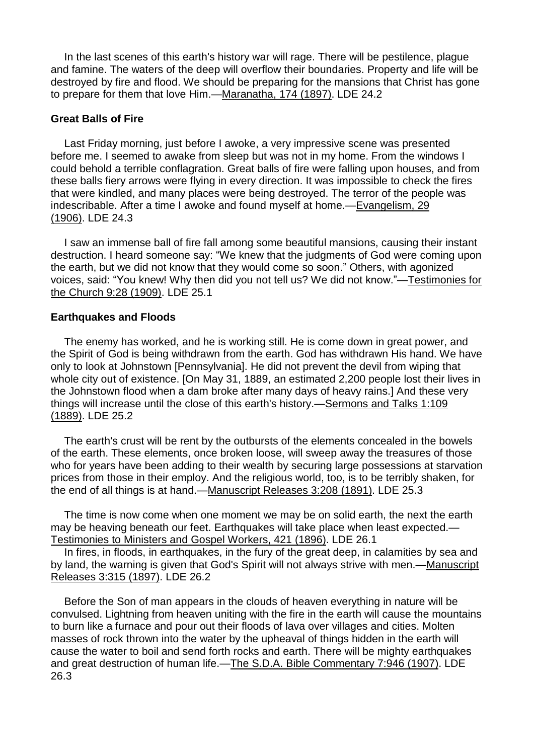In the last scenes of this earth's history war will rage. There will be pestilence, plague and famine. The waters of the deep will overflow their boundaries. Property and life will be destroyed by fire and flood. We should be preparing for the mansions that Christ has gone to prepare for them that love Him.—Maranatha, 174 (1897). LDE 24.2

**Great Balls of Fire**

Last Friday morning, just before I awoke, a very impressive scene was presented before me. I seemed to awake from sleep but was not in my home. From the windows I could behold a terrible conflagration. Great balls of fire were falling upon houses, and from these balls fiery arrows were flying in every direction. It was impossible to check the fires that were kindled, and many places were being destroyed. The terror of the people was indescribable. After a time I awoke and found myself at home.—Evangelism, 29 (1906). LDE 24.3

I saw an immense ball of fire fall among some beautiful mansions, causing their instant destruction. I heard someone say: "We knew that the judgments of God were coming upon the earth, but we did not know that they would come so soon." Others, with agonized voices, said: "You knew! Why then did you not tell us? We did not know."—Testimonies for the Church 9:28 (1909). LDE 25.1

**Earthquakes and Floods**

The enemy has worked, and he is working still. He is come down in great power, and the Spirit of God is being withdrawn from the earth. God has withdrawn His hand. We have only to look at Johnstown [Pennsylvania]. He did not prevent the devil from wiping that whole city out of existence. [On May 31, 1889, an estimated 2,200 people lost their lives in the Johnstown flood when a dam broke after many days of heavy rains.] And these very things will increase until the close of this earth's history.—Sermons and Talks 1:109 (1889). LDE 25.2

The earth's crust will be rent by the outbursts of the elements concealed in the bowels of the earth. These elements, once broken loose, will sweep away the treasures of those who for years have been adding to their wealth by securing large possessions at starvation prices from those in their employ. And the religious world, too, is to be terribly shaken, for the end of all things is at hand.—Manuscript Releases 3:208 (1891). LDE 25.3

The time is now come when one moment we may be on solid earth, the next the earth may be heaving beneath our feet. Earthquakes will take place when least expected.—Testimonies to Ministers and Gospel Workers, 421 (1896). LDE 26.1

In fires, in floods, in earthquakes, in the fury of the great deep, in calamities by sea and by land, the warning is given that God's Spirit will not always strive with men.—Manuscript Releases 3:315 (1897). LDE 26.2

Before the Son of man appears in the clouds of heaven everything in nature will be convulsed. Lightning from heaven uniting with the fire in the earth will cause the mountains to burn like a furnace and pour out their floods of lava over villages and cities. Molten masses of rock thrown into the water by the upheaval of things hidden in the earth will cause the water to boil and send forth rocks and earth. There will be mighty earthquakes and great destruction of human life.—The S.D.A. Bible Commentary 7:946 (1907). LDE 26.3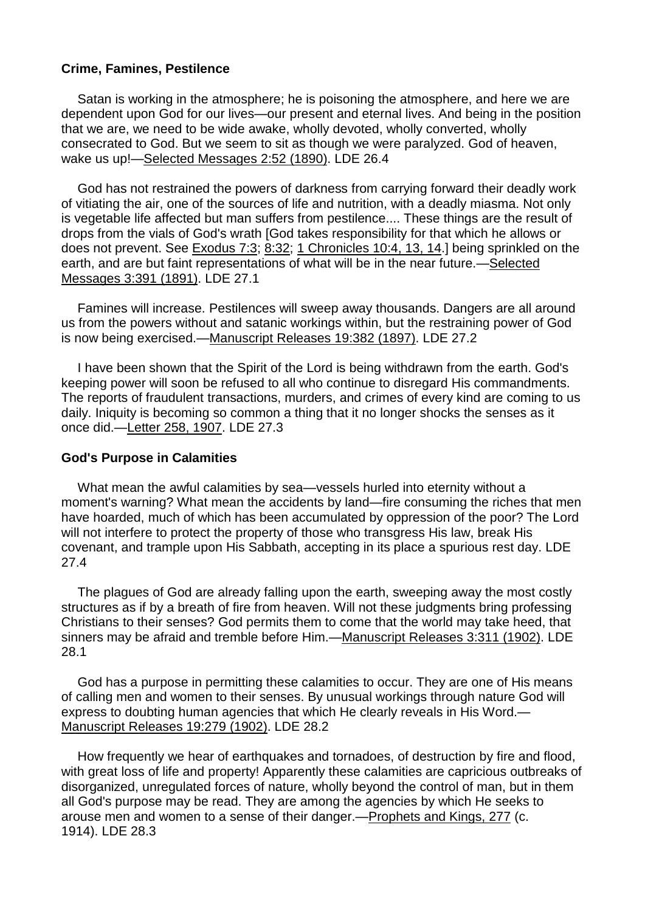**Crime, Famines, Pestilence**

Satan is working in the atmosphere; he is poisoning the atmosphere, and here we are dependent upon God for our lives—our present and eternal lives. And being in the position that we are, we need to be wide awake, wholly devoted, wholly converted, wholly consecrated to God. But we seem to sit as though we were paralyzed. God of heaven, wake us up!—Selected Messages 2:52 (1890). LDE 26.4

God has not restrained the powers of darkness from carrying forward their deadly work of vitiating the air, one of the sources of life and nutrition, with a deadly miasma. Not only is vegetable life affected but man suffers from pestilence.... These things are the result of drops from the vials of God's wrath [God takes responsibility for that which he allows or does not prevent. See Exodus 7:3; 8:32; 1 Chronicles 10:4, 13, 14.] being sprinkled on the earth, and are but faint representations of what will be in the near future.—Selected Messages 3:391 (1891). LDE 27.1

Famines will increase. Pestilences will sweep away thousands. Dangers are all around us from the powers without and satanic workings within, but the restraining power of God is now being exercised.—Manuscript Releases 19:382 (1897). LDE 27.2

I have been shown that the Spirit of the Lord is being withdrawn from the earth. God's keeping power will soon be refused to all who continue to disregard His commandments. The reports of fraudulent transactions, murders, and crimes of every kind are coming to us daily. Iniquity is becoming so common a thing that it no longer shocks the senses as it once did.—Letter 258, 1907. LDE 27.3

**God's Purpose in Calamities**

What mean the awful calamities by sea—vessels hurled into eternity without a moment's warning? What mean the accidents by land—fire consuming the riches that men have hoarded, much of which has been accumulated by oppression of the poor? The Lord will not interfere to protect the property of those who transgress His law, break His covenant, and trample upon His Sabbath, accepting in its place a spurious rest day. LDE 27.4

The plagues of God are already falling upon the earth, sweeping away the most costly structures as if by a breath of fire from heaven. Will not these judgments bring professing Christians to their senses? God permits them to come that the world may take heed, that sinners may be afraid and tremble before Him.—Manuscript Releases 3:311 (1902). LDE 28.1

God has a purpose in permitting these calamities to occur. They are one of His means of calling men and women to their senses. By unusual workings through nature God will express to doubting human agencies that which He clearly reveals in His Word.—Manuscript Releases 19:279 (1902). LDE 28.2

How frequently we hear of earthquakes and tornadoes, of destruction by fire and flood, with great loss of life and property! Apparently these calamities are capricious outbreaks of disorganized, unregulated forces of nature, wholly beyond the control of man, but in them all God's purpose may be read. They are among the agencies by which He seeks to arouse men and women to a sense of their danger.—Prophets and Kings, 277 (c. 1914). LDE 28.3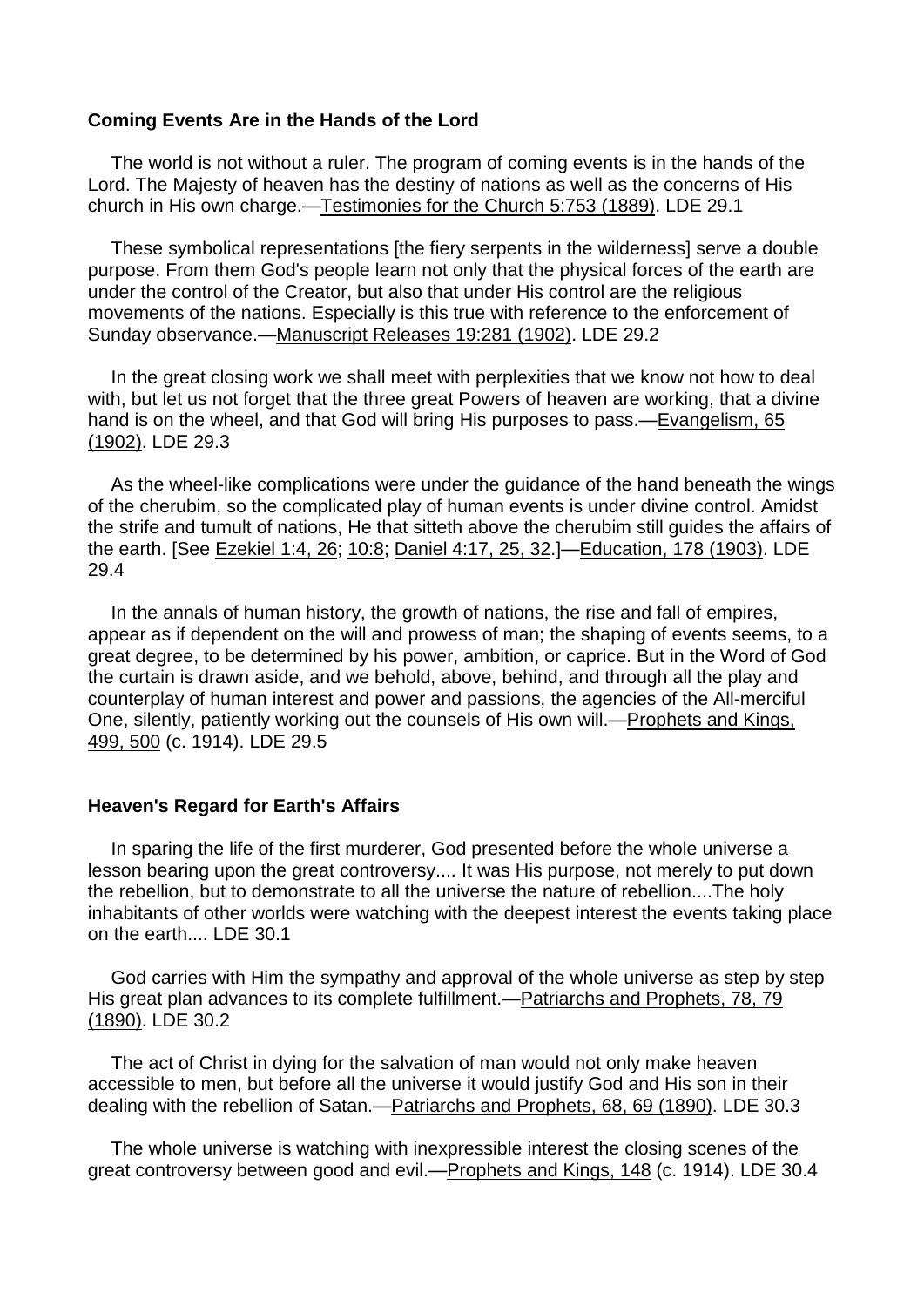### Coming Events Are in the Hands of the Lord

The world is not without a ruler. The program of coming events is in the hands of the Lord. The Majesty of heaven has the destiny of nations as well as the concerns of His church in His own charge.—Testimonies for the Church 5:753 (1889). LDE 29.1

These symbolical representations [the fiery serpents in the wilderness] serve a double purpose. From them God's people learn not only that the physical forces of the earth are under the control of the Creator, but also that under His control are the religious movements of the nations. Especially is this true with reference to the enforcement of Sunday observance.—Manuscript Releases 19:281 (1902). LDE 29.2

In the great closing work we shall meet with perplexities that we know not how to deal with, but let us not forget that the three great Powers of heaven are working, that a divine hand is on the wheel, and that God will bring His purposes to pass.—Evangelism, 65 (1902). LDE 29.3

As the wheel-like complications were under the guidance of the hand beneath the wings of the cherubim, so the complicated play of human events is under divine control. Amidst the strife and tumult of nations, He that sitteth above the cherubim still guides the affairs of the earth. [See Ezekiel 1:4, 26; 10:8; Daniel 4:17, 25, 32.]—Education, 178 (1903). LDE 29.4

In the annals of human history, the growth of nations, the rise and fall of empires, appear as if dependent on the will and prowess of man; the shaping of events seems, to a great degree, to be determined by his power, ambition, or caprice. But in the Word of God the curtain is drawn aside, and we behold, above, behind, and through all the play and counterplay of human interest and power and passions, the agencies of the All-merciful One, silently, patiently working out the counsels of His own will.—Prophets and Kings, 499, 500 (c. 1914). LDE 29.5

### Heaven's Regard for Earth's Affairs

In sparing the life of the first murderer, God presented before the whole universe a lesson bearing upon the great controversy.... It was His purpose, not merely to put down the rebellion, but to demonstrate to all the universe the nature of rebellion....The holy inhabitants of other worlds were watching with the deepest interest the events taking place on the earth.... LDE 30.1

God carries with Him the sympathy and approval of the whole universe as step by step His great plan advances to its complete fulfillment.—Patriarchs and Prophets, 78, 79 (1890). LDE 30.2

The act of Christ in dying for the salvation of man would not only make heaven accessible to men, but before all the universe it would justify God and His son in their dealing with the rebellion of Satan.—Patriarchs and Prophets, 68, 69 (1890). LDE 30.3

The whole universe is watching with inexpressible interest the closing scenes of the great controversy between good and evil.—Prophets and Kings, 148 (c. 1914). LDE 30.4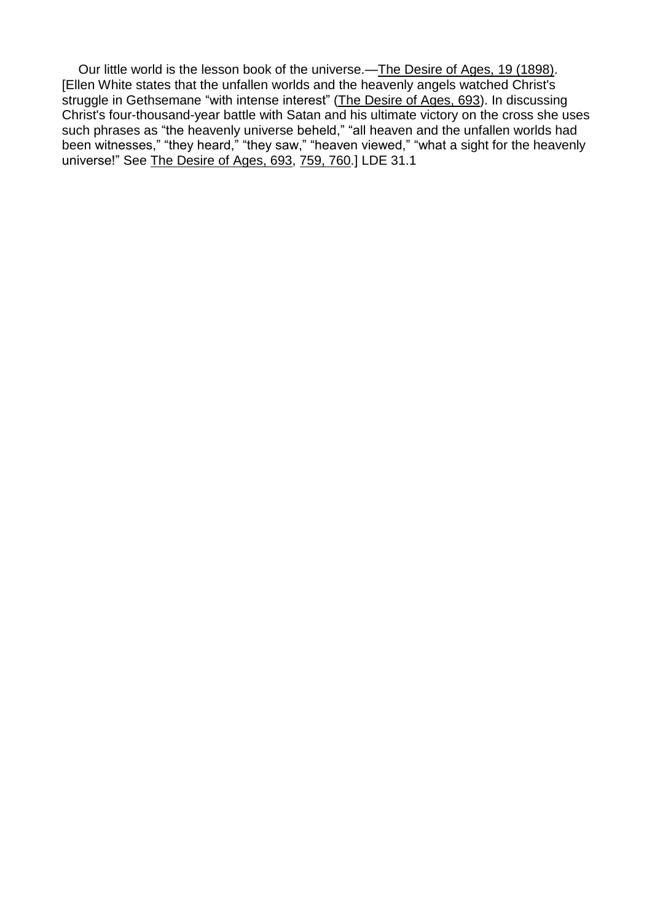Our little world is the lesson book of the universe.—The Desire of Ages, 19 (1898). [Ellen White states that the unfallen worlds and the heavenly angels watched Christ's struggle in Gethsemane "with intense interest" (The Desire of Ages, 693). In discussing Christ's four-thousand-year battle with Satan and his ultimate victory on the cross she uses such phrases as "the heavenly universe beheld," "all heaven and the unfallen worlds had been witnesses," "they heard," "they saw," "heaven viewed," "what a sight for the heavenly universe!" See The Desire of Ages, 693, 759, 760.] LDE 31.1